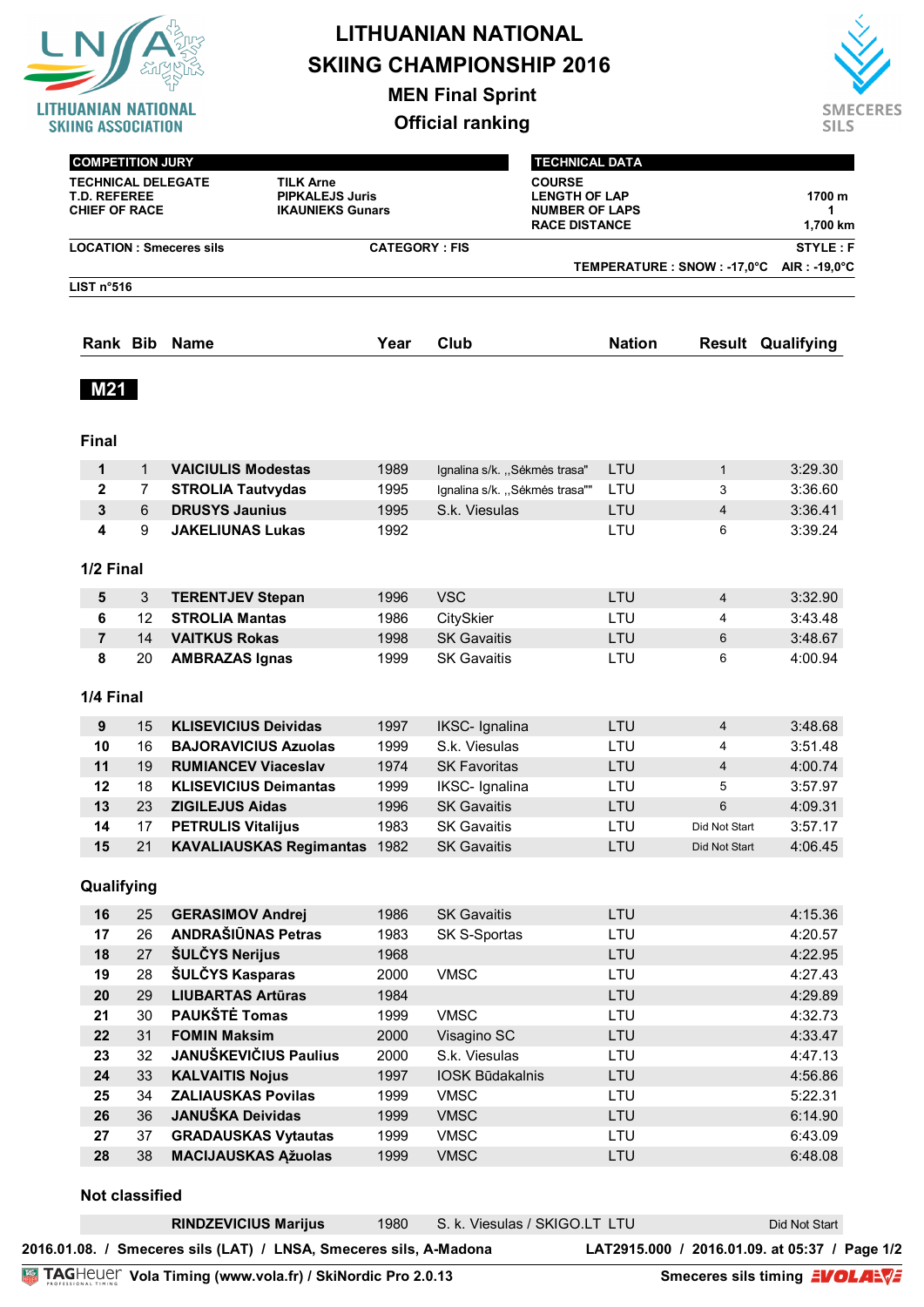# LITHUANIAN NATIONAL SKIING CHAMPIONSHIP 2016

## MEN Final Sprint

## Official ranking

LITHUANIAN NATIONAL SKIING ASSOCIATION

SMECERES SILS

| COMPETITION JURY | |
|---|---|
| TECHNICAL DELEGATE | TILK Arne |
| T.D. REFEREE | PIPKALEJS Juris |
| CHIEF OF RACE | IKAUNIEKS Gunars |

| TECHNICAL DATA | |
|---|---|
| COURSE | |
| LENGTH OF LAP | 1700 m |
| NUMBER OF LAPS | 1 |
| RACE DISTANCE | 1,700 km |

LOCATION : Smeceres sils　　CATEGORY : FIS　　STYLE : F

TEMPERATURE : SNOW : -17,0°C　AIR : -19,0°C

LIST n°516

### M21

| Rank | Bib | Name | Year | Club | Nation | Result | Qualifying |
|---|---|---|---|---|---|---|---|
| **Final** | | | | | | | |
| 1 | 1 | VAICIULIS Modestas | 1989 | Ignalina s/k. ,,Sėkmės trasa" | LTU | 1 | 3:29.30 |
| 2 | 7 | STROLIA Tautvydas | 1995 | Ignalina s/k. ,,Sėkmės trasa"" | LTU | 3 | 3:36.60 |
| 3 | 6 | DRUSYS Jaunius | 1995 | S.k. Viesulas | LTU | 4 | 3:36.41 |
| 4 | 9 | JAKELIUNAS Lukas | 1992 | | LTU | 6 | 3:39.24 |
| **1/2 Final** | | | | | | | |
| 5 | 3 | TERENTJEV Stepan | 1996 | VSC | LTU | 4 | 3:32.90 |
| 6 | 12 | STROLIA Mantas | 1986 | CitySkier | LTU | 4 | 3:43.48 |
| 7 | 14 | VAITKUS Rokas | 1998 | SK Gavaitis | LTU | 6 | 3:48.67 |
| 8 | 20 | AMBRAZAS Ignas | 1999 | SK Gavaitis | LTU | 6 | 4:00.94 |
| **1/4 Final** | | | | | | | |
| 9 | 15 | KLISEVICIUS Deividas | 1997 | IKSC- Ignalina | LTU | 4 | 3:48.68 |
| 10 | 16 | BAJORAVICIUS Azuolas | 1999 | S.k. Viesulas | LTU | 4 | 3:51.48 |
| 11 | 19 | RUMIANCEV Viaceslav | 1974 | SK Favoritas | LTU | 4 | 4:00.74 |
| 12 | 18 | KLISEVICIUS Deimantas | 1999 | IKSC- Ignalina | LTU | 5 | 3:57.97 |
| 13 | 23 | ZIGILEJUS Aidas | 1996 | SK Gavaitis | LTU | 6 | 4:09.31 |
| 14 | 17 | PETRULIS Vitalijus | 1983 | SK Gavaitis | LTU | Did Not Start | 3:57.17 |
| 15 | 21 | KAVALIAUSKAS Regimantas | 1982 | SK Gavaitis | LTU | Did Not Start | 4:06.45 |
| **Qualifying** | | | | | | | |
| 16 | 25 | GERASIMOV Andrej | 1986 | SK Gavaitis | LTU | | 4:15.36 |
| 17 | 26 | ANDRAŠIŪNAS Petras | 1983 | SK S-Sportas | LTU | | 4:20.57 |
| 18 | 27 | ŠULČYS Nerijus | 1968 | | LTU | | 4:22.95 |
| 19 | 28 | ŠULČYS Kasparas | 2000 | VMSC | LTU | | 4:27.43 |
| 20 | 29 | LIUBARTAS Artūras | 1984 | | LTU | | 4:29.89 |
| 21 | 30 | PAUKŠTĖ Tomas | 1999 | VMSC | LTU | | 4:32.73 |
| 22 | 31 | FOMIN Maksim | 2000 | Visagino SC | LTU | | 4:33.47 |
| 23 | 32 | JANUŠKEVIČIUS Paulius | 2000 | S.k. Viesulas | LTU | | 4:47.13 |
| 24 | 33 | KALVAITIS Nojus | 1997 | IOSK Būdakalnis | LTU | | 4:56.86 |
| 25 | 34 | ZALIAUSKAS Povilas | 1999 | VMSC | LTU | | 5:22.31 |
| 26 | 36 | JANUŠKA Deividas | 1999 | VMSC | LTU | | 6:14.90 |
| 27 | 37 | GRADAUSKAS Vytautas | 1999 | VMSC | LTU | | 6:43.09 |
| 28 | 38 | MACIJAUSKAS Ąžuolas | 1999 | VMSC | LTU | | 6:48.08 |
| **Not classified** | | | | | | | |
| | | RINDZEVICIUS Marijus | 1980 | S. k. Viesulas / SKIGO.LT | LTU | | Did Not Start |

2016.01.08. / Smeceres sils (LAT) / LNSA, Smeceres sils, A-Madona　　LAT2915.000 / 2016.01.09. at 05:37

TAGHeuer Vola Timing (www.vola.fr) / SkiNordic Pro 2.0.13　　Smeceres sils timing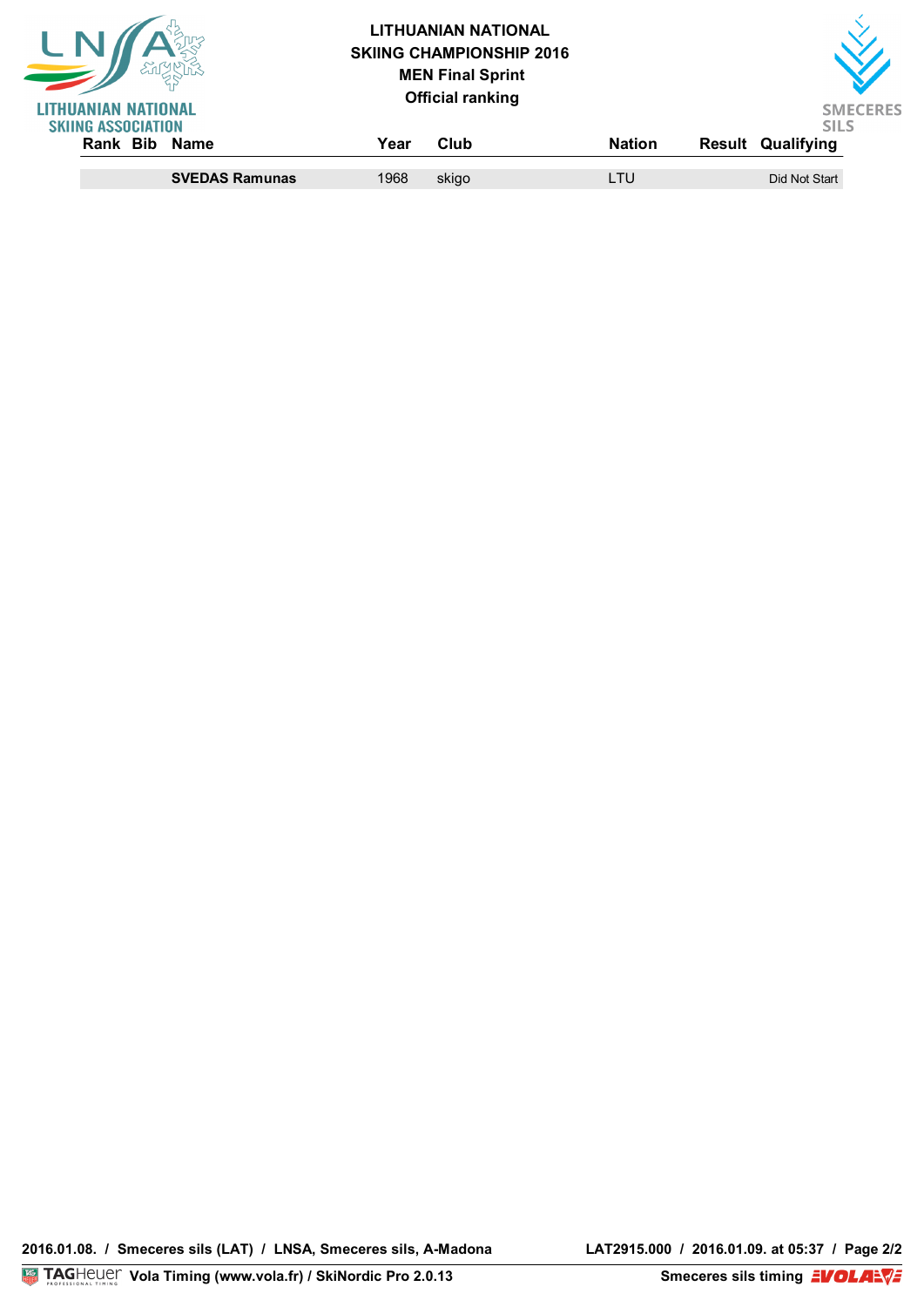# LITHUANIAN NATIONAL SKIING CHAMPIONSHIP 2016

## MEN Final Sprint

### Official ranking

| Rank | Bib | Name | Year | Club | Nation | Result | Qualifying |
|---|---|---|---|---|---|---|---|
| | | **SVEDAS Ramunas** | 1968 | skigo | LTU | | Did Not Start |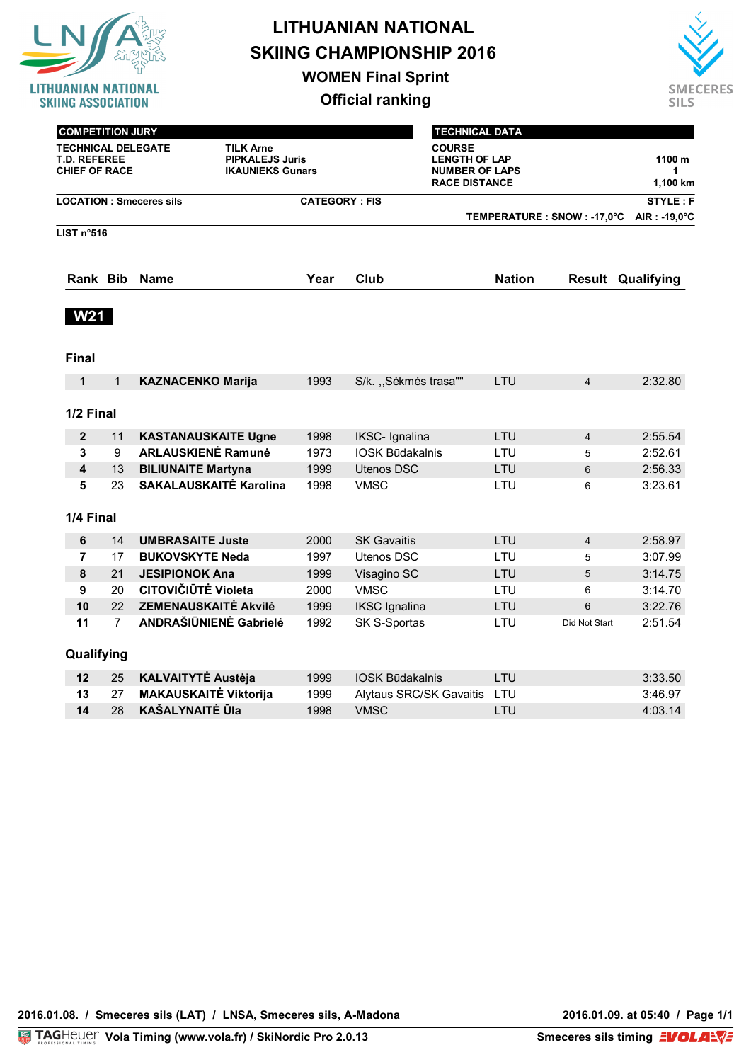# LITHUANIAN NATIONAL SKIING CHAMPIONSHIP 2016

## WOMEN Final Sprint

## Official ranking

| COMPETITION JURY | |
|---|---|
| TECHNICAL DELEGATE | TILK Arne |
| T.D. REFEREE | PIPKALEJS Juris |
| CHIEF OF RACE | IKAUNIEKS Gunars |

| TECHNICAL DATA | |
|---|---|
| COURSE | |
| LENGTH OF LAP | 1100 m |
| NUMBER OF LAPS | 1 |
| RACE DISTANCE | 1,100 km |

**LOCATION : Smeceres sils** | **CATEGORY : FIS** | **STYLE : F**

**TEMPERATURE : SNOW : -17,0°C AIR : -19,0°C**

**LIST n°516**

### W21

#### Final

| Rank | Bib | Name | Year | Club | Nation | Result | Qualifying |
|---|---|---|---|---|---|---|---|
| 1 | 1 | **KAZNACENKO Marija** | 1993 | S/k. ,,Sėkmės trasa"" | LTU | 4 | 2:32.80 |

#### 1/2 Final

| Rank | Bib | Name | Year | Club | Nation | Result | Qualifying |
|---|---|---|---|---|---|---|---|
| 2 | 11 | **KASTANAUSKAITE Ugne** | 1998 | IKSC- Ignalina | LTU | 4 | 2:55.54 |
| 3 | 9 | **ARLAUSKIENĖ Ramunė** | 1973 | IOSK Būdakalnis | LTU | 5 | 2:52.61 |
| 4 | 13 | **BILIUNAITE Martyna** | 1999 | Utenos DSC | LTU | 6 | 2:56.33 |
| 5 | 23 | **SAKALAUSKAITĖ Karolina** | 1998 | VMSC | LTU | 6 | 3:23.61 |

#### 1/4 Final

| Rank | Bib | Name | Year | Club | Nation | Result | Qualifying |
|---|---|---|---|---|---|---|---|
| 6 | 14 | **UMBRASAITE Juste** | 2000 | SK Gavaitis | LTU | 4 | 2:58.97 |
| 7 | 17 | **BUKOVSKYTE Neda** | 1997 | Utenos DSC | LTU | 5 | 3:07.99 |
| 8 | 21 | **JESIPIONOK Ana** | 1999 | Visagino SC | LTU | 5 | 3:14.75 |
| 9 | 20 | **CITOVIČIŪTĖ Violeta** | 2000 | VMSC | LTU | 6 | 3:14.70 |
| 10 | 22 | **ZEMENAUSKAITĖ Akvilė** | 1999 | IKSC Ignalina | LTU | 6 | 3:22.76 |
| 11 | 7 | **ANDRAŠIŪNIENĖ Gabrielė** | 1992 | SK S-Sportas | LTU | Did Not Start | 2:51.54 |

#### Qualifying

| Rank | Bib | Name | Year | Club | Nation | Result | Qualifying |
|---|---|---|---|---|---|---|---|
| 12 | 25 | **KALVAITYTĖ Austėja** | 1999 | IOSK Būdakalnis | LTU | | 3:33.50 |
| 13 | 27 | **MAKAUSKAITĖ Viktorija** | 1999 | Alytaus SRC/SK Gavaitis | LTU | | 3:46.97 |
| 14 | 28 | **KAŠALYNAITĖ Ūla** | 1998 | VMSC | LTU | | 4:03.14 |

2016.01.08. / Smeceres sils (LAT) / LNSA, Smeceres sils, A-Madona — 2016.01.09. at 05:40

Vola Timing (www.vola.fr) / SkiNordic Pro 2.0.13 — Smeceres sils timing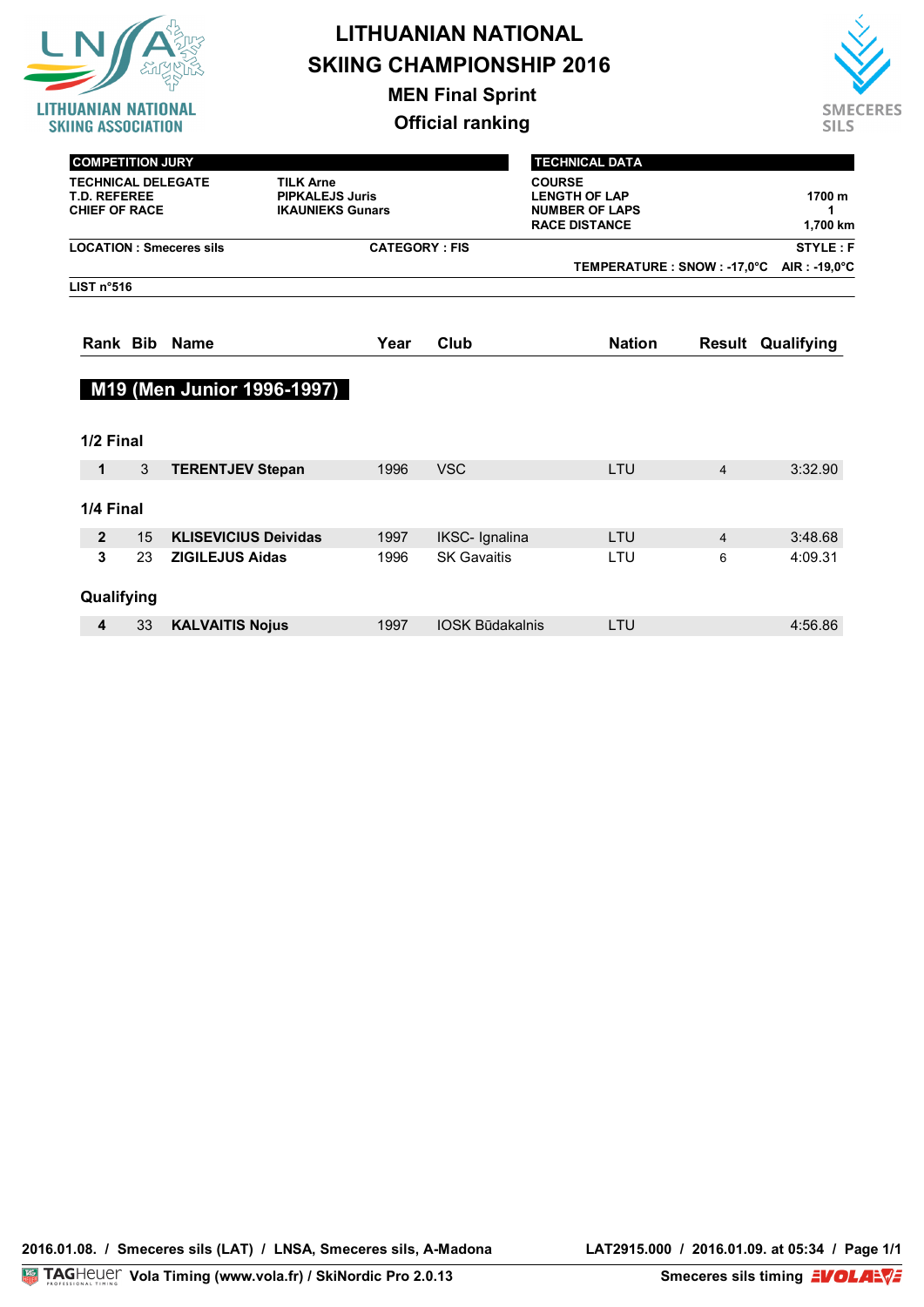# LITHUANIAN NATIONAL SKIING CHAMPIONSHIP 2016

## MEN Final Sprint

## Official ranking

**COMPETITION JURY**

| | |
|---|---|
| TECHNICAL DELEGATE | TILK Arne |
| T.D. REFEREE | PIPKALEJS Juris |
| CHIEF OF RACE | IKAUNIEKS Gunars |

**TECHNICAL DATA**

| | |
|---|---|
| COURSE | |
| LENGTH OF LAP | 1700 m |
| NUMBER OF LAPS | 1 |
| RACE DISTANCE | 1,700 km |

LOCATION : Smeceres sils — CATEGORY : FIS — STYLE : F

TEMPERATURE : SNOW : -17,0°C AIR : -19,0°C

LIST n°516

### M19 (Men Junior 1996-1997)

| Rank | Bib | Name | Year | Club | Nation | Result | Qualifying |
|---|---|---|---|---|---|---|---|
| **1/2 Final** | | | | | | | |
| **1** | 3 | **TERENTJEV Stepan** | 1996 | VSC | LTU | 4 | 3:32.90 |
| **1/4 Final** | | | | | | | |
| **2** | 15 | **KLISEVICIUS Deividas** | 1997 | IKSC- Ignalina | LTU | 4 | 3:48.68 |
| **3** | 23 | **ZIGILEJUS Aidas** | 1996 | SK Gavaitis | LTU | 6 | 4:09.31 |
| **Qualifying** | | | | | | | |
| **4** | 33 | **KALVAITIS Nojus** | 1997 | IOSK Būdakalnis | LTU | | 4:56.86 |

2016.01.08. / Smeceres sils (LAT) / LNSA, Smeceres sils, A-Madona — LAT2915.000 / 2016.01.09. at 05:34

Vola Timing (www.vola.fr) / SkiNordic Pro 2.0.13 — Smeceres sils timing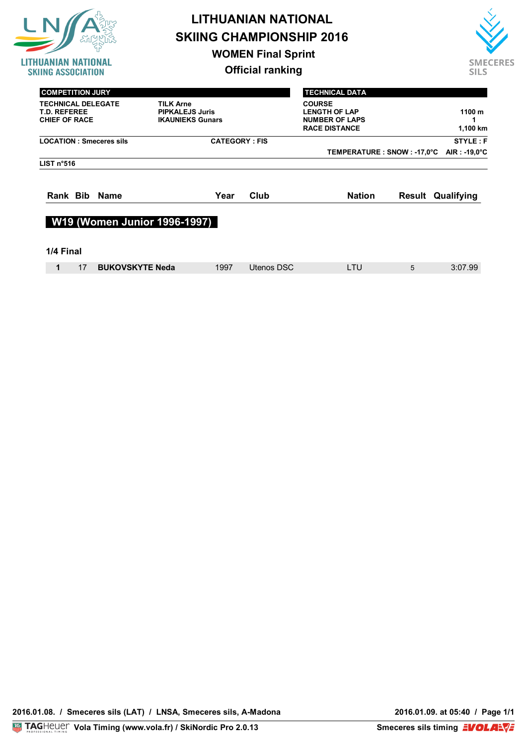# LITHUANIAN NATIONAL SKIING CHAMPIONSHIP 2016

## WOMEN Final Sprint

## Official ranking

LITHUANIAN NATIONAL SKIING ASSOCIATION

SMECERES SILS

| COMPETITION JURY | |
|---|---|
| TECHNICAL DELEGATE | TILK Arne |
| T.D. REFEREE | PIPKALEJS Juris |
| CHIEF OF RACE | IKAUNIEKS Gunars |

| TECHNICAL DATA | |
|---|---|
| COURSE | |
| LENGTH OF LAP | 1100 m |
| NUMBER OF LAPS | 1 |
| RACE DISTANCE | 1,100 km |

**LOCATION : Smeceres sils** **CATEGORY : FIS** **STYLE : F**

**TEMPERATURE : SNOW : -17,0°C AIR : -19,0°C**

**LIST n°516**

### W19 (Women Junior 1996-1997)

**1/4 Final**

| Rank | Bib | Name | Year | Club | Nation | Result | Qualifying |
|---|---|---|---|---|---|---|---|
| 1 | 17 | **BUKOVSKYTE Neda** | 1997 | Utenos DSC | LTU | 5 | 3:07.99 |

2016.01.08. / Smeceres sils (LAT) / LNSA, Smeceres sils, A-Madona

2016.01.09. at 05:40

TAG Heuer Vola Timing (www.vola.fr) / SkiNordic Pro 2.0.13

Smeceres sils timing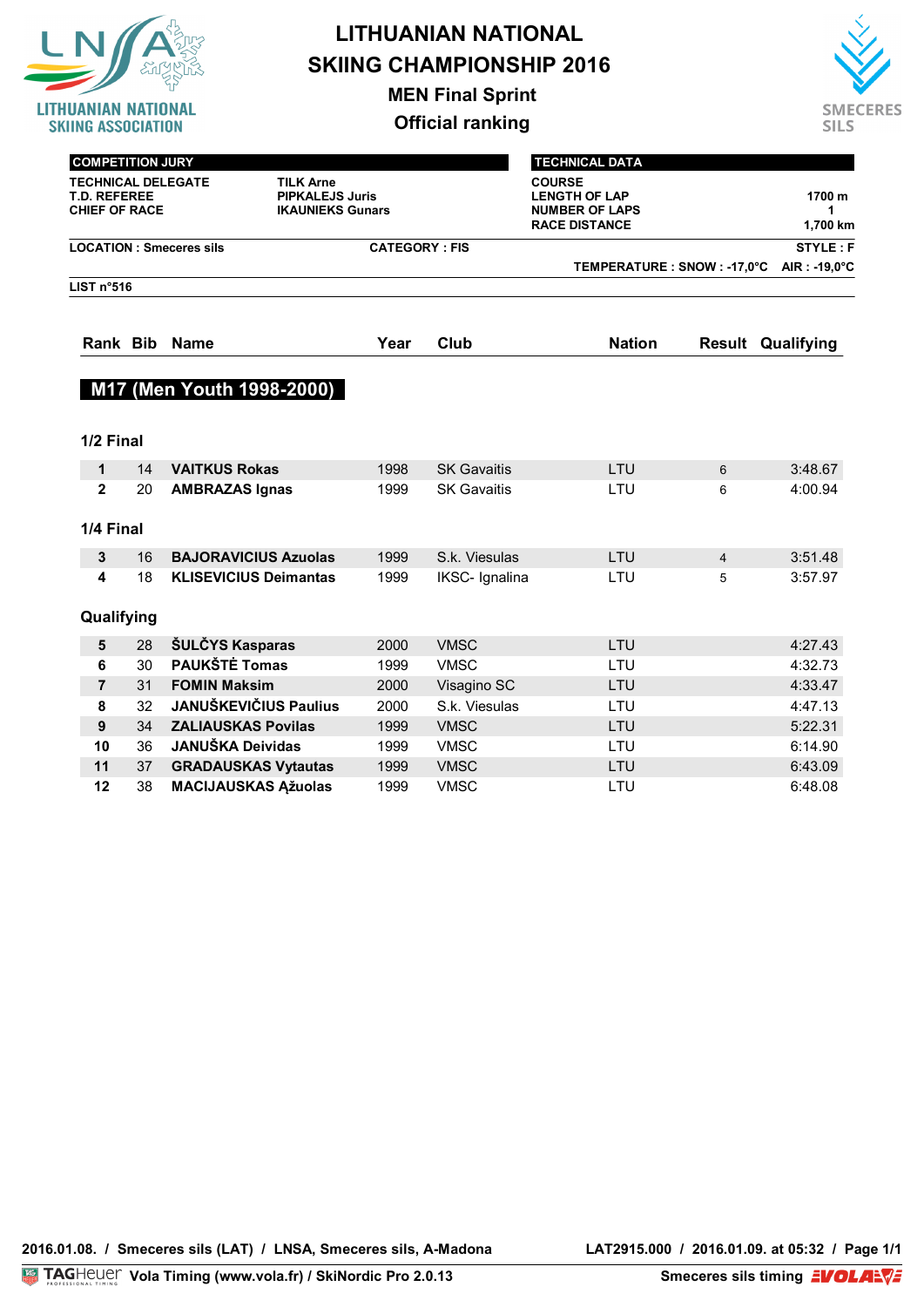# LITHUANIAN NATIONAL SKIING CHAMPIONSHIP 2016

## MEN Final Sprint

## Official ranking

| COMPETITION JURY | |
|---|---|
| TECHNICAL DELEGATE | TILK Arne |
| T.D. REFEREE | PIPKALEJS Juris |
| CHIEF OF RACE | IKAUNIEKS Gunars |

| TECHNICAL DATA | |
|---|---|
| COURSE | |
| LENGTH OF LAP | 1700 m |
| NUMBER OF LAPS | 1 |
| RACE DISTANCE | 1,700 km |

LOCATION : Smeceres sils | CATEGORY : FIS | STYLE : F

TEMPERATURE : SNOW : -17,0°C AIR : -19,0°C

LIST n°516

### M17 (Men Youth 1998-2000)

| Rank | Bib | Name | Year | Club | Nation | Result | Qualifying |
|---|---|---|---|---|---|---|---|
| **1/2 Final** | | | | | | | |
| 1 | 14 | **VAITKUS Rokas** | 1998 | SK Gavaitis | LTU | 6 | 3:48.67 |
| 2 | 20 | **AMBRAZAS Ignas** | 1999 | SK Gavaitis | LTU | 6 | 4:00.94 |
| **1/4 Final** | | | | | | | |
| 3 | 16 | **BAJORAVICIUS Azuolas** | 1999 | S.k. Viesulas | LTU | 4 | 3:51.48 |
| 4 | 18 | **KLISEVICIUS Deimantas** | 1999 | IKSC- Ignalina | LTU | 5 | 3:57.97 |
| **Qualifying** | | | | | | | |
| 5 | 28 | **ŠULČYS Kasparas** | 2000 | VMSC | LTU | | 4:27.43 |
| 6 | 30 | **PAUKŠTĖ Tomas** | 1999 | VMSC | LTU | | 4:32.73 |
| 7 | 31 | **FOMIN Maksim** | 2000 | Visagino SC | LTU | | 4:33.47 |
| 8 | 32 | **JANUŠKEVIČIUS Paulius** | 2000 | S.k. Viesulas | LTU | | 4:47.13 |
| 9 | 34 | **ZALIAUSKAS Povilas** | 1999 | VMSC | LTU | | 5:22.31 |
| 10 | 36 | **JANUŠKA Deividas** | 1999 | VMSC | LTU | | 6:14.90 |
| 11 | 37 | **GRADAUSKAS Vytautas** | 1999 | VMSC | LTU | | 6:43.09 |
| 12 | 38 | **MACIJAUSKAS Ąžuolas** | 1999 | VMSC | LTU | | 6:48.08 |

2016.01.08. / Smeceres sils (LAT) / LNSA, Smeceres sils, A-Madona — LAT2915.000 / 2016.01.09. at 05:32

Vola Timing (www.vola.fr) / SkiNordic Pro 2.0.13 — Smeceres sils timing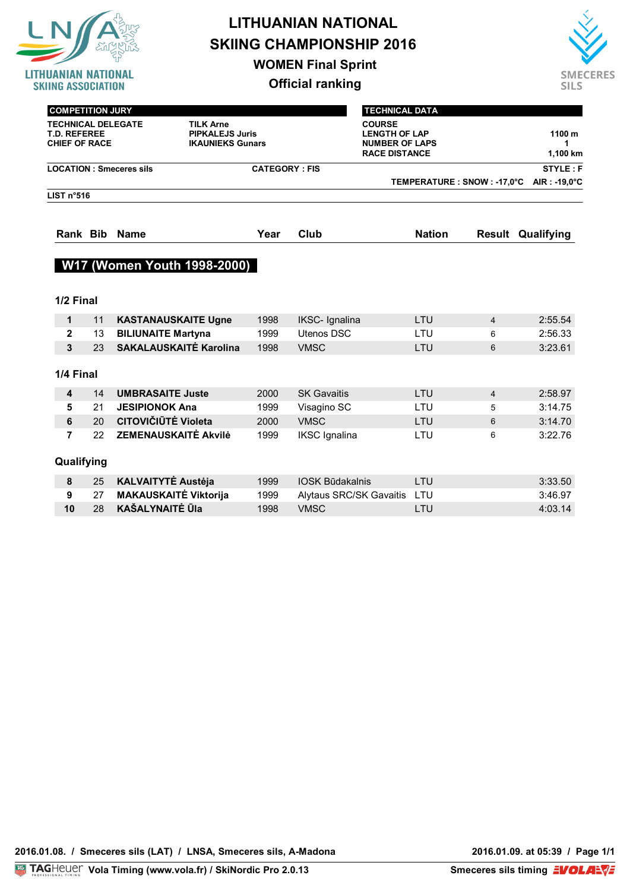# LITHUANIAN NATIONAL SKIING CHAMPIONSHIP 2016

## WOMEN Final Sprint

## Official ranking

LITHUANIAN NATIONAL SKIING ASSOCIATION

SMECERES SILS

| COMPETITION JURY | |
|---|---|
| TECHNICAL DELEGATE | TILK Arne |
| T.D. REFEREE | PIPKALEJS Juris |
| CHIEF OF RACE | IKAUNIEKS Gunars |

| TECHNICAL DATA | |
|---|---|
| COURSE | |
| LENGTH OF LAP | 1100 m |
| NUMBER OF LAPS | 1 |
| RACE DISTANCE | 1,100 km |

LOCATION : Smeceres sils　　CATEGORY : FIS　　STYLE : F

TEMPERATURE : SNOW : -17,0°C　AIR : -19,0°C

LIST n°516

### W17 (Women Youth 1998-2000)

| Rank | Bib | Name | Year | Club | Nation | Result | Qualifying |
|---|---|---|---|---|---|---|---|
| **1/2 Final** | | | | | | | |
| **1** | 11 | **KASTANAUSKAITE Ugne** | 1998 | IKSC- Ignalina | LTU | 4 | 2:55.54 |
| **2** | 13 | **BILIUNAITE Martyna** | 1999 | Utenos DSC | LTU | 6 | 2:56.33 |
| **3** | 23 | **SAKALAUSKAITĖ Karolina** | 1998 | VMSC | LTU | 6 | 3:23.61 |
| **1/4 Final** | | | | | | | |
| **4** | 14 | **UMBRASAITE Juste** | 2000 | SK Gavaitis | LTU | 4 | 2:58.97 |
| **5** | 21 | **JESIPIONOK Ana** | 1999 | Visagino SC | LTU | 5 | 3:14.75 |
| **6** | 20 | **CITOVIČIŪTĖ Violeta** | 2000 | VMSC | LTU | 6 | 3:14.70 |
| **7** | 22 | **ZEMENAUSKAITĖ Akvilė** | 1999 | IKSC Ignalina | LTU | 6 | 3:22.76 |
| **Qualifying** | | | | | | | |
| **8** | 25 | **KALVAITYTĖ Austėja** | 1999 | IOSK Būdakalnis | LTU | | 3:33.50 |
| **9** | 27 | **MAKAUSKAITĖ Viktorija** | 1999 | Alytaus SRC/SK Gavaitis | LTU | | 3:46.97 |
| **10** | 28 | **KAŠALYNAITĖ Ūla** | 1998 | VMSC | LTU | | 4:03.14 |

2016.01.08. / Smeceres sils (LAT) / LNSA, Smeceres sils, A-Madona　　2016.01.09. at 05:39 / Page 1/1

TAGHeuer Vola Timing (www.vola.fr) / SkiNordic Pro 2.0.13　　Smeceres sils timing VOLA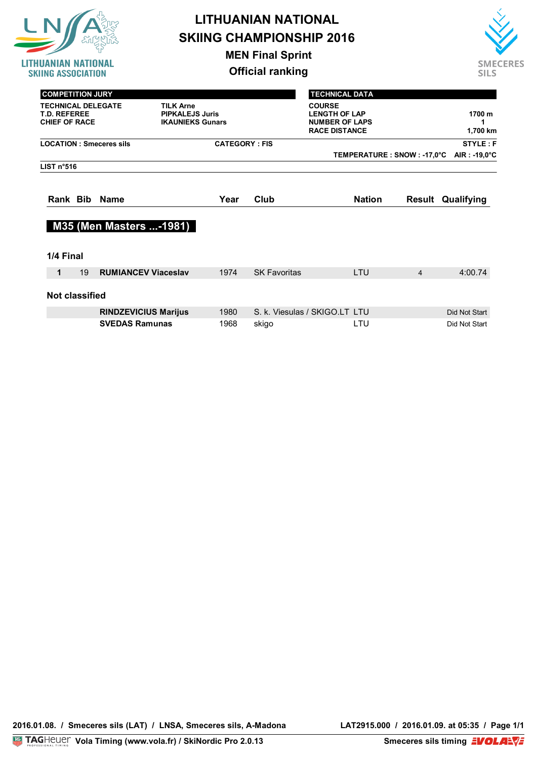# LITHUANIAN NATIONAL SKIING CHAMPIONSHIP 2016

## MEN Final Sprint

## Official ranking

LITHUANIAN NATIONAL SKIING ASSOCIATION

SMECERES SILS

| COMPETITION JURY | |
|---|---|
| TECHNICAL DELEGATE | TILK Arne |
| T.D. REFEREE | PIPKALEJS Juris |
| CHIEF OF RACE | IKAUNIEKS Gunars |

| TECHNICAL DATA | |
|---|---|
| COURSE | |
| LENGTH OF LAP | 1700 m |
| NUMBER OF LAPS | 1 |
| RACE DISTANCE | 1,700 km |

**LOCATION : Smeceres sils** **CATEGORY : FIS** **STYLE : F**

**TEMPERATURE : SNOW : -17,0°C AIR : -19,0°C**

**LIST n°516**

### M35 (Men Masters ...-1981)

**1/4 Final**

| Rank | Bib | Name | Year | Club | Nation | Result | Qualifying |
|---|---|---|---|---|---|---|---|
| 1 | 19 | **RUMIANCEV Viaceslav** | 1974 | SK Favoritas | LTU | 4 | 4:00.74 |

**Not classified**

| Rank | Bib | Name | Year | Club | Nation | Result | Qualifying |
|---|---|---|---|---|---|---|---|
| | | **RINDZEVICIUS Marijus** | 1980 | S. k. Viesulas / SKIGO.LT | LTU | | Did Not Start |
| | | **SVEDAS Ramunas** | 1968 | skigo | LTU | | Did Not Start |

2016.01.08. / Smeceres sils (LAT) / LNSA, Smeceres sils, A-Madona LAT2915.000 / 2016.01.09. at 05:35

TAG Heuer Vola Timing (www.vola.fr) / SkiNordic Pro 2.0.13 Smeceres sils timing